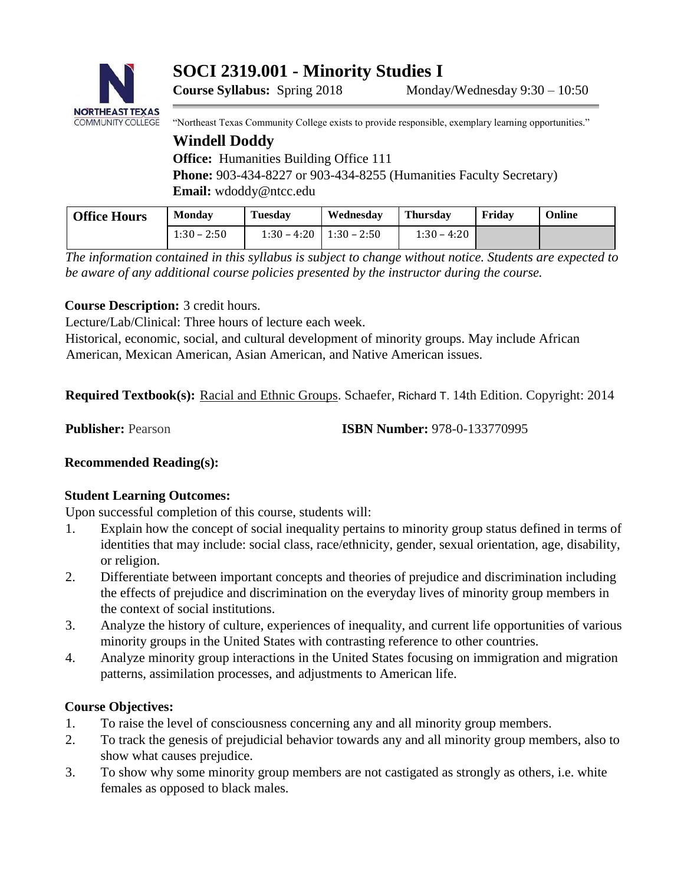# SOCI 2319.001 - Minority Studies I

**Course Syllabus:** Spring 2018 Monday/Wednesday 9:30 – 10:50

"Northeast Texas Community College exists to provide responsible, exemplary learning opportunities."

## Windell Doddy

**Office:** Humanities Building Office 111
**Phone:** 903-434-8227 or 903-434-8255 (Humanities Faculty Secretary)
**Email:** wdoddy@ntcc.edu

| Office Hours | Monday | Tuesday | Wednesday | Thursday | Friday | Online |
|---|---|---|---|---|---|---|
| | 1:30 – 2:50 | 1:30 – 4:20 | 1:30 – 2:50 | 1:30 – 4:20 | | |

*The information contained in this syllabus is subject to change without notice. Students are expected to be aware of any additional course policies presented by the instructor during the course.*

**Course Description:** 3 credit hours.

Lecture/Lab/Clinical: Three hours of lecture each week.

Historical, economic, social, and cultural development of minority groups. May include African American, Mexican American, Asian American, and Native American issues.

**Required Textbook(s):** Racial and Ethnic Groups. Schaefer, Richard T. 14th Edition. Copyright: 2014

**Publisher:** Pearson **ISBN Number:** 978-0-133770995

**Recommended Reading(s):**

**Student Learning Outcomes:**

Upon successful completion of this course, students will:

1. Explain how the concept of social inequality pertains to minority group status defined in terms of identities that may include: social class, race/ethnicity, gender, sexual orientation, age, disability, or religion.
2. Differentiate between important concepts and theories of prejudice and discrimination including the effects of prejudice and discrimination on the everyday lives of minority group members in the context of social institutions.
3. Analyze the history of culture, experiences of inequality, and current life opportunities of various minority groups in the United States with contrasting reference to other countries.
4. Analyze minority group interactions in the United States focusing on immigration and migration patterns, assimilation processes, and adjustments to American life.

**Course Objectives:**

1. To raise the level of consciousness concerning any and all minority group members.
2. To track the genesis of prejudicial behavior towards any and all minority group members, also to show what causes prejudice.
3. To show why some minority group members are not castigated as strongly as others, i.e. white females as opposed to black males.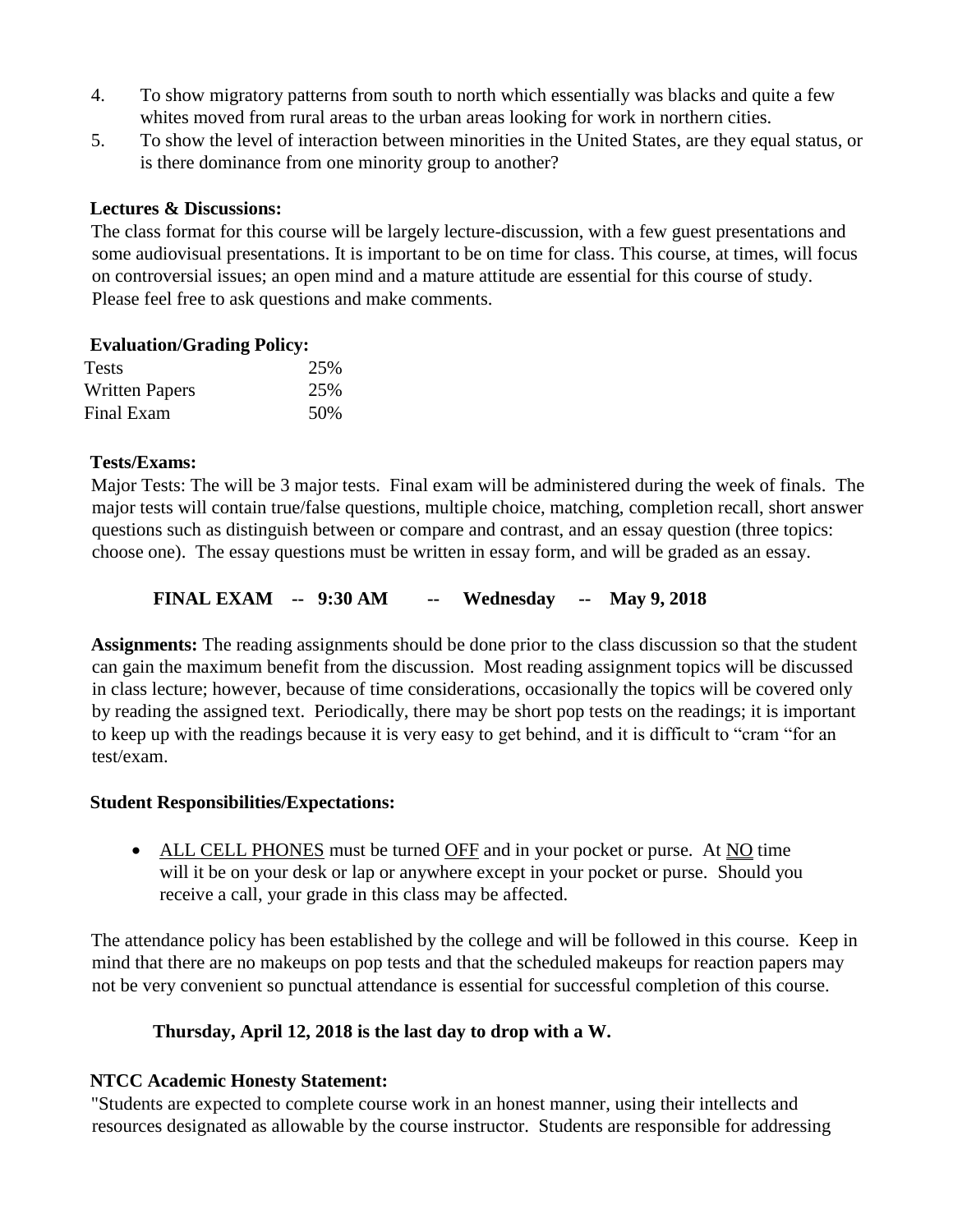4. To show migratory patterns from south to north which essentially was blacks and quite a few whites moved from rural areas to the urban areas looking for work in northern cities.
5. To show the level of interaction between minorities in the United States, are they equal status, or is there dominance from one minority group to another?

**Lectures & Discussions:**

The class format for this course will be largely lecture-discussion, with a few guest presentations and some audiovisual presentations. It is important to be on time for class. This course, at times, will focus on controversial issues; an open mind and a mature attitude are essential for this course of study. Please feel free to ask questions and make comments.

**Evaluation/Grading Policy:**

| | |
|---|---|
| Tests | 25% |
| Written Papers | 25% |
| Final Exam | 50% |

**Tests/Exams:**

Major Tests: The will be 3 major tests. Final exam will be administered during the week of finals. The major tests will contain true/false questions, multiple choice, matching, completion recall, short answer questions such as distinguish between or compare and contrast, and an essay question (three topics: choose one). The essay questions must be written in essay form, and will be graded as an essay.

**FINAL EXAM -- 9:30 AM -- Wednesday -- May 9, 2018**

**Assignments:** The reading assignments should be done prior to the class discussion so that the student can gain the maximum benefit from the discussion. Most reading assignment topics will be discussed in class lecture; however, because of time considerations, occasionally the topics will be covered only by reading the assigned text. Periodically, there may be short pop tests on the readings; it is important to keep up with the readings because it is very easy to get behind, and it is difficult to "cram "for an test/exam.

**Student Responsibilities/Expectations:**

- ALL CELL PHONES must be turned OFF and in your pocket or purse. At NO time will it be on your desk or lap or anywhere except in your pocket or purse. Should you receive a call, your grade in this class may be affected.

The attendance policy has been established by the college and will be followed in this course. Keep in mind that there are no makeups on pop tests and that the scheduled makeups for reaction papers may not be very convenient so punctual attendance is essential for successful completion of this course.

**Thursday, April 12, 2018 is the last day to drop with a W.**

**NTCC Academic Honesty Statement:**

"Students are expected to complete course work in an honest manner, using their intellects and resources designated as allowable by the course instructor. Students are responsible for addressing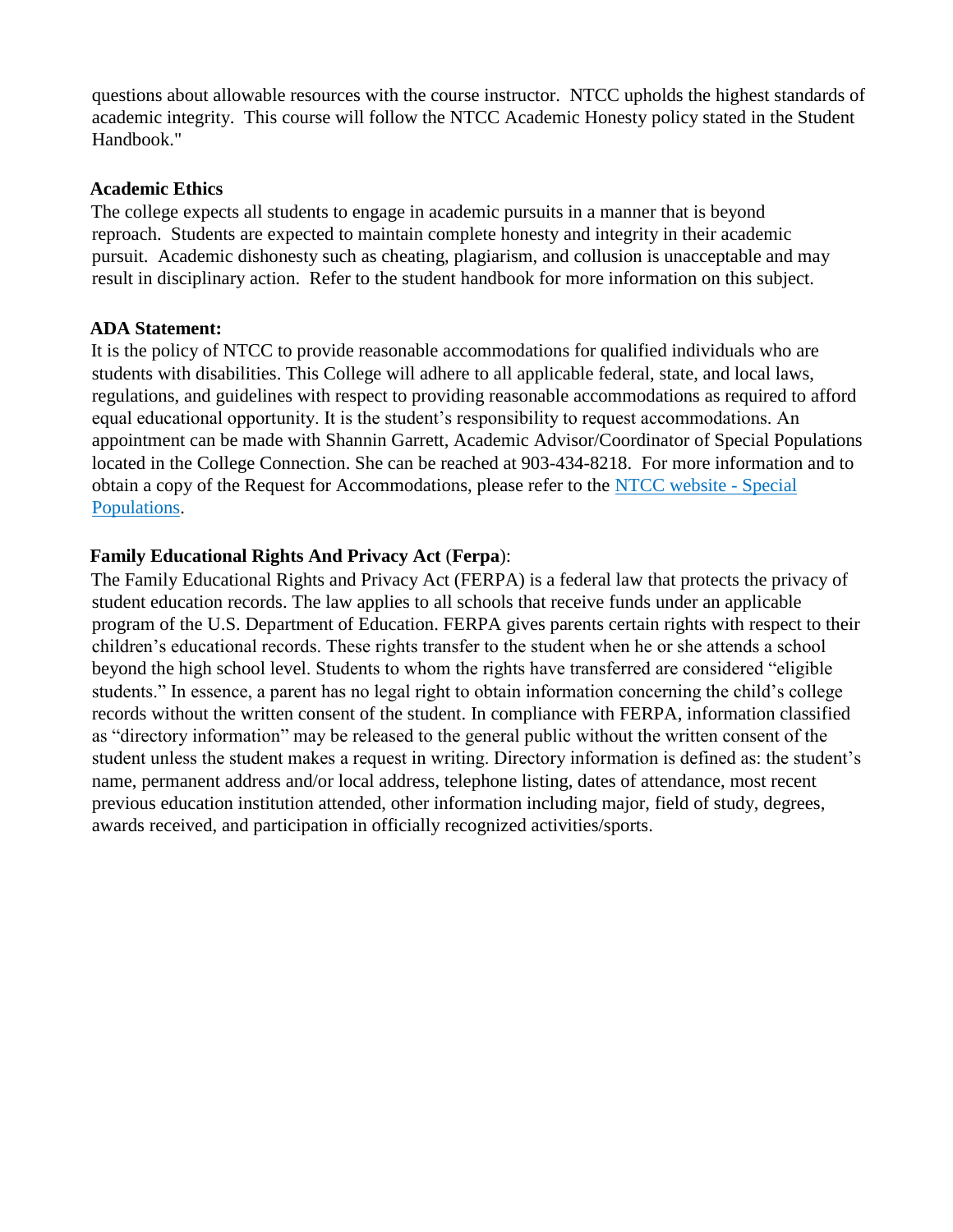questions about allowable resources with the course instructor. NTCC upholds the highest standards of academic integrity. This course will follow the NTCC Academic Honesty policy stated in the Student Handbook."

**Academic Ethics**

The college expects all students to engage in academic pursuits in a manner that is beyond reproach. Students are expected to maintain complete honesty and integrity in their academic pursuit. Academic dishonesty such as cheating, plagiarism, and collusion is unacceptable and may result in disciplinary action. Refer to the student handbook for more information on this subject.

**ADA Statement:**

It is the policy of NTCC to provide reasonable accommodations for qualified individuals who are students with disabilities. This College will adhere to all applicable federal, state, and local laws, regulations, and guidelines with respect to providing reasonable accommodations as required to afford equal educational opportunity. It is the student's responsibility to request accommodations. An appointment can be made with Shannin Garrett, Academic Advisor/Coordinator of Special Populations located in the College Connection. She can be reached at 903-434-8218. For more information and to obtain a copy of the Request for Accommodations, please refer to the [NTCC website - Special Populations](NTCC website - Special Populations).

**Family Educational Rights And Privacy Act** (**Ferpa**):

The Family Educational Rights and Privacy Act (FERPA) is a federal law that protects the privacy of student education records. The law applies to all schools that receive funds under an applicable program of the U.S. Department of Education. FERPA gives parents certain rights with respect to their children's educational records. These rights transfer to the student when he or she attends a school beyond the high school level. Students to whom the rights have transferred are considered "eligible students." In essence, a parent has no legal right to obtain information concerning the child's college records without the written consent of the student. In compliance with FERPA, information classified as "directory information" may be released to the general public without the written consent of the student unless the student makes a request in writing. Directory information is defined as: the student's name, permanent address and/or local address, telephone listing, dates of attendance, most recent previous education institution attended, other information including major, field of study, degrees, awards received, and participation in officially recognized activities/sports.